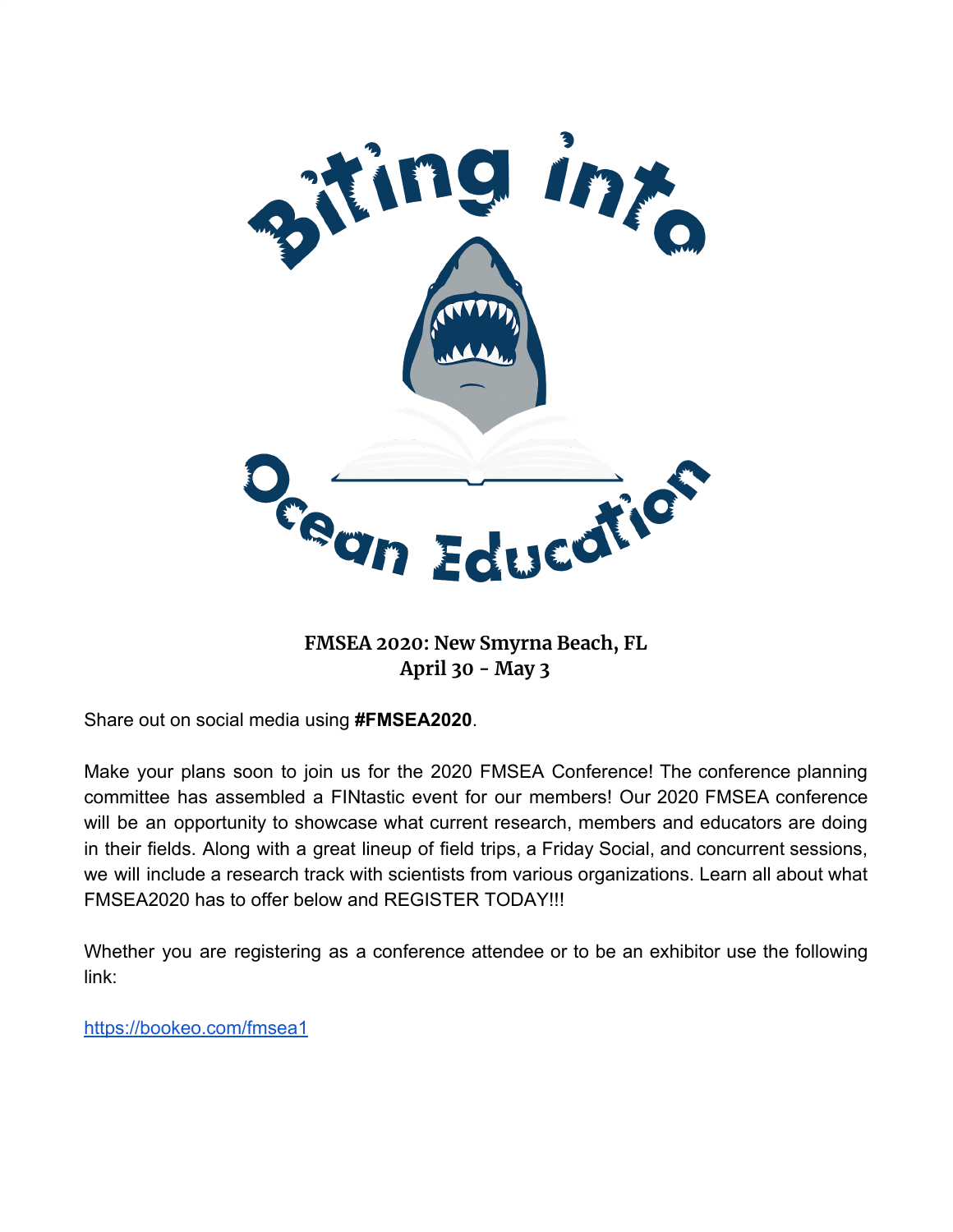# Biting into Ocean Education

**FMSEA 2020: New Smyrna Beach, FL**
**April 30 - May 3**

Share out on social media using **#FMSEA2020**.

Make your plans soon to join us for the 2020 FMSEA Conference! The conference planning committee has assembled a FINtastic event for our members! Our 2020 FMSEA conference will be an opportunity to showcase what current research, members and educators are doing in their fields. Along with a great lineup of field trips, a Friday Social, and concurrent sessions, we will include a research track with scientists from various organizations. Learn all about what FMSEA2020 has to offer below and REGISTER TODAY!!!

Whether you are registering as a conference attendee or to be an exhibitor use the following link:

[https://bookeo.com/fmsea1](https://bookeo.com/fmsea1)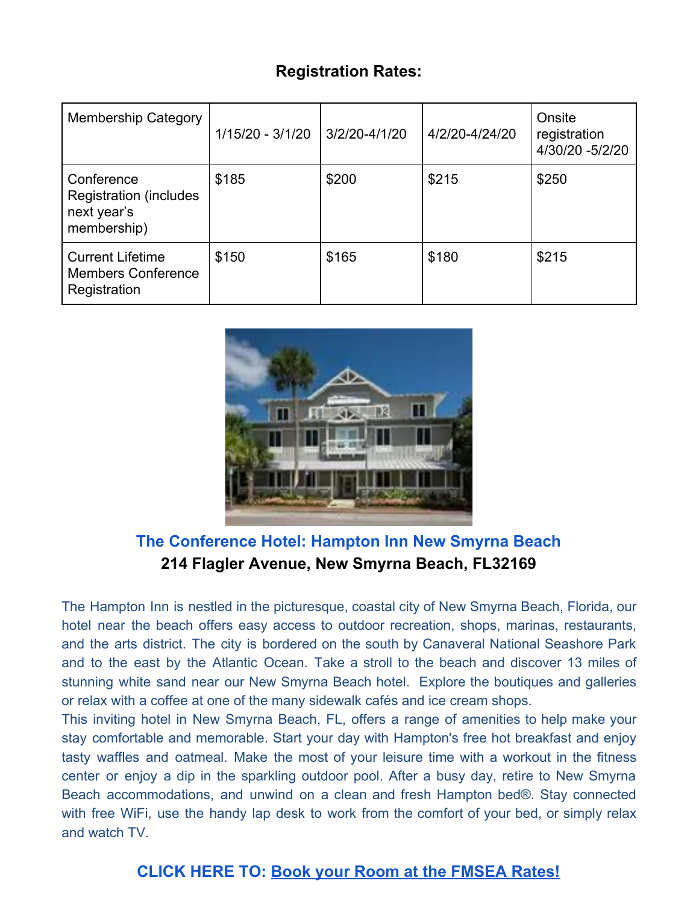## Registration Rates:

| Membership Category | 1/15/20 - 3/1/20 | 3/2/20-4/1/20 | 4/2/20-4/24/20 | Onsite registration 4/30/20 -5/2/20 |
|---|---|---|---|---|
| Conference Registration (includes next year's membership) | $185 | $200 | $215 | $250 |
| Current Lifetime Members Conference Registration | $150 | $165 | $180 | $215 |

### The Conference Hotel: Hampton Inn New Smyrna Beach

**214 Flagler Avenue, New Smyrna Beach, FL32169**

The Hampton Inn is nestled in the picturesque, coastal city of New Smyrna Beach, Florida, our hotel near the beach offers easy access to outdoor recreation, shops, marinas, restaurants, and the arts district. The city is bordered on the south by Canaveral National Seashore Park and to the east by the Atlantic Ocean. Take a stroll to the beach and discover 13 miles of stunning white sand near our New Smyrna Beach hotel. Explore the boutiques and galleries or relax with a coffee at one of the many sidewalk cafés and ice cream shops.

This inviting hotel in New Smyrna Beach, FL, offers a range of amenities to help make your stay comfortable and memorable. Start your day with Hampton's free hot breakfast and enjoy tasty waffles and oatmeal. Make the most of your leisure time with a workout in the fitness center or enjoy a dip in the sparkling outdoor pool. After a busy day, retire to New Smyrna Beach accommodations, and unwind on a clean and fresh Hampton bed®. Stay connected with free WiFi, use the handy lap desk to work from the comfort of your bed, or simply relax and watch TV.

**CLICK HERE TO: Book your Room at the FMSEA Rates!**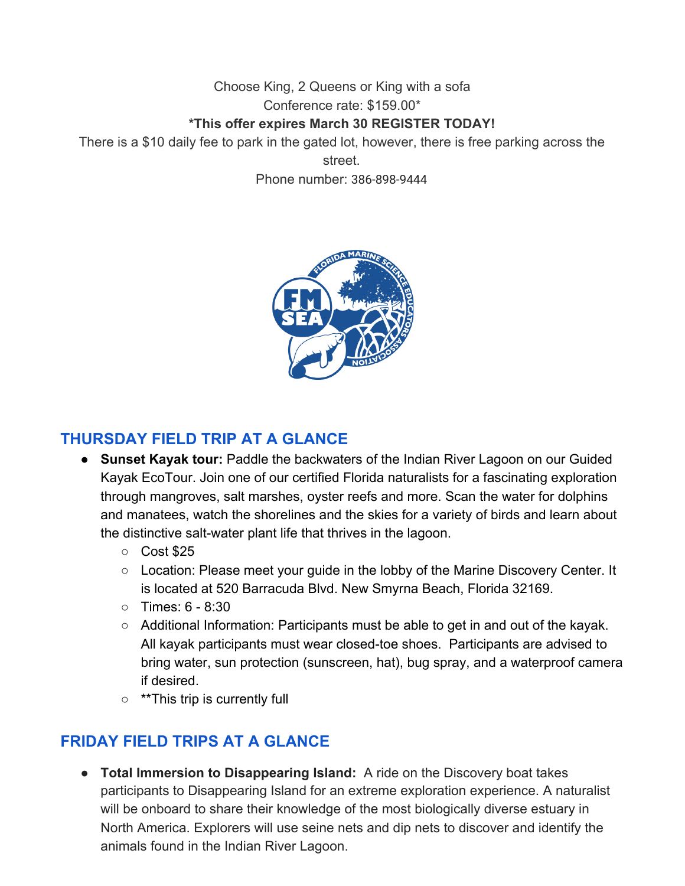Choose King, 2 Queens or King with a sofa

Conference rate: $159.00*

**\*This offer expires March 30 REGISTER TODAY!**

There is a $10 daily fee to park in the gated lot, however, there is free parking across the street.

Phone number: 386-898-9444

## THURSDAY FIELD TRIP AT A GLANCE

- **Sunset Kayak tour:** Paddle the backwaters of the Indian River Lagoon on our Guided Kayak EcoTour. Join one of our certified Florida naturalists for a fascinating exploration through mangroves, salt marshes, oyster reefs and more. Scan the water for dolphins and manatees, watch the shorelines and the skies for a variety of birds and learn about the distinctive salt-water plant life that thrives in the lagoon.
  - Cost $25
  - Location: Please meet your guide in the lobby of the Marine Discovery Center. It is located at 520 Barracuda Blvd. New Smyrna Beach, Florida 32169.
  - Times: 6 - 8:30
  - Additional Information: Participants must be able to get in and out of the kayak. All kayak participants must wear closed-toe shoes. Participants are advised to bring water, sun protection (sunscreen, hat), bug spray, and a waterproof camera if desired.
  - **This trip is currently full

## FRIDAY FIELD TRIPS AT A GLANCE

- **Total Immersion to Disappearing Island:** A ride on the Discovery boat takes participants to Disappearing Island for an extreme exploration experience. A naturalist will be onboard to share their knowledge of the most biologically diverse estuary in North America. Explorers will use seine nets and dip nets to discover and identify the animals found in the Indian River Lagoon.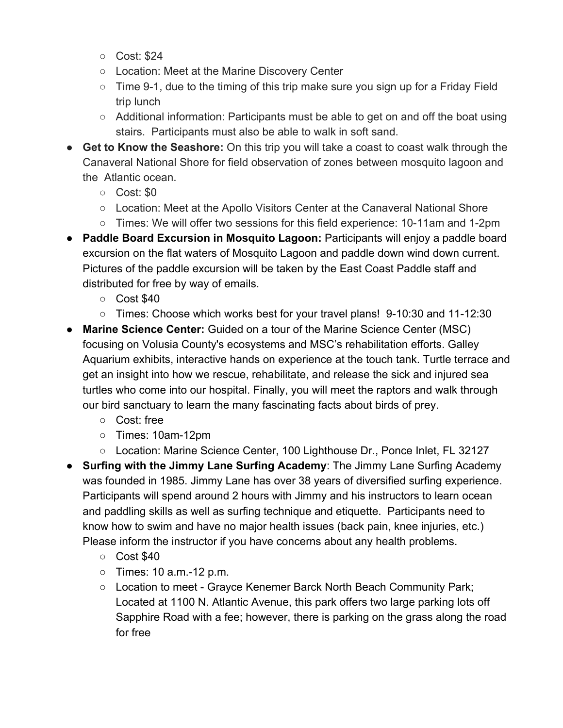- Cost: $24
  - Location: Meet at the Marine Discovery Center
  - Time 9-1, due to the timing of this trip make sure you sign up for a Friday Field trip lunch
  - Additional information: Participants must be able to get on and off the boat using stairs.  Participants must also be able to walk in soft sand.
- **Get to Know the Seashore:** On this trip you will take a coast to coast walk through the Canaveral National Shore for field observation of zones between mosquito lagoon and the  Atlantic ocean.
  - Cost: $0
  - Location: Meet at the Apollo Visitors Center at the Canaveral National Shore
  - Times: We will offer two sessions for this field experience: 10-11am and 1-2pm
- **Paddle Board Excursion in Mosquito Lagoon:** Participants will enjoy a paddle board excursion on the flat waters of Mosquito Lagoon and paddle down wind down current. Pictures of the paddle excursion will be taken by the East Coast Paddle staff and distributed for free by way of emails.
  - Cost $40
  - Times: Choose which works best for your travel plans!  9-10:30 and 11-12:30
- **Marine Science Center:** Guided on a tour of the Marine Science Center (MSC) focusing on Volusia County's ecosystems and MSC's rehabilitation efforts. Galley Aquarium exhibits, interactive hands on experience at the touch tank. Turtle terrace and get an insight into how we rescue, rehabilitate, and release the sick and injured sea turtles who come into our hospital. Finally, you will meet the raptors and walk through our bird sanctuary to learn the many fascinating facts about birds of prey.
  - Cost: free
  - Times: 10am-12pm
  - Location: Marine Science Center, 100 Lighthouse Dr., Ponce Inlet, FL 32127
- **Surfing with the Jimmy Lane Surfing Academy**: The Jimmy Lane Surfing Academy was founded in 1985. Jimmy Lane has over 38 years of diversified surfing experience. Participants will spend around 2 hours with Jimmy and his instructors to learn ocean and paddling skills as well as surfing technique and etiquette.  Participants need to know how to swim and have no major health issues (back pain, knee injuries, etc.) Please inform the instructor if you have concerns about any health problems.
  - Cost $40
  - Times: 10 a.m.-12 p.m.
  - Location to meet - Grayce Kenemer Barck North Beach Community Park; Located at 1100 N. Atlantic Avenue, this park offers two large parking lots off Sapphire Road with a fee; however, there is parking on the grass along the road for free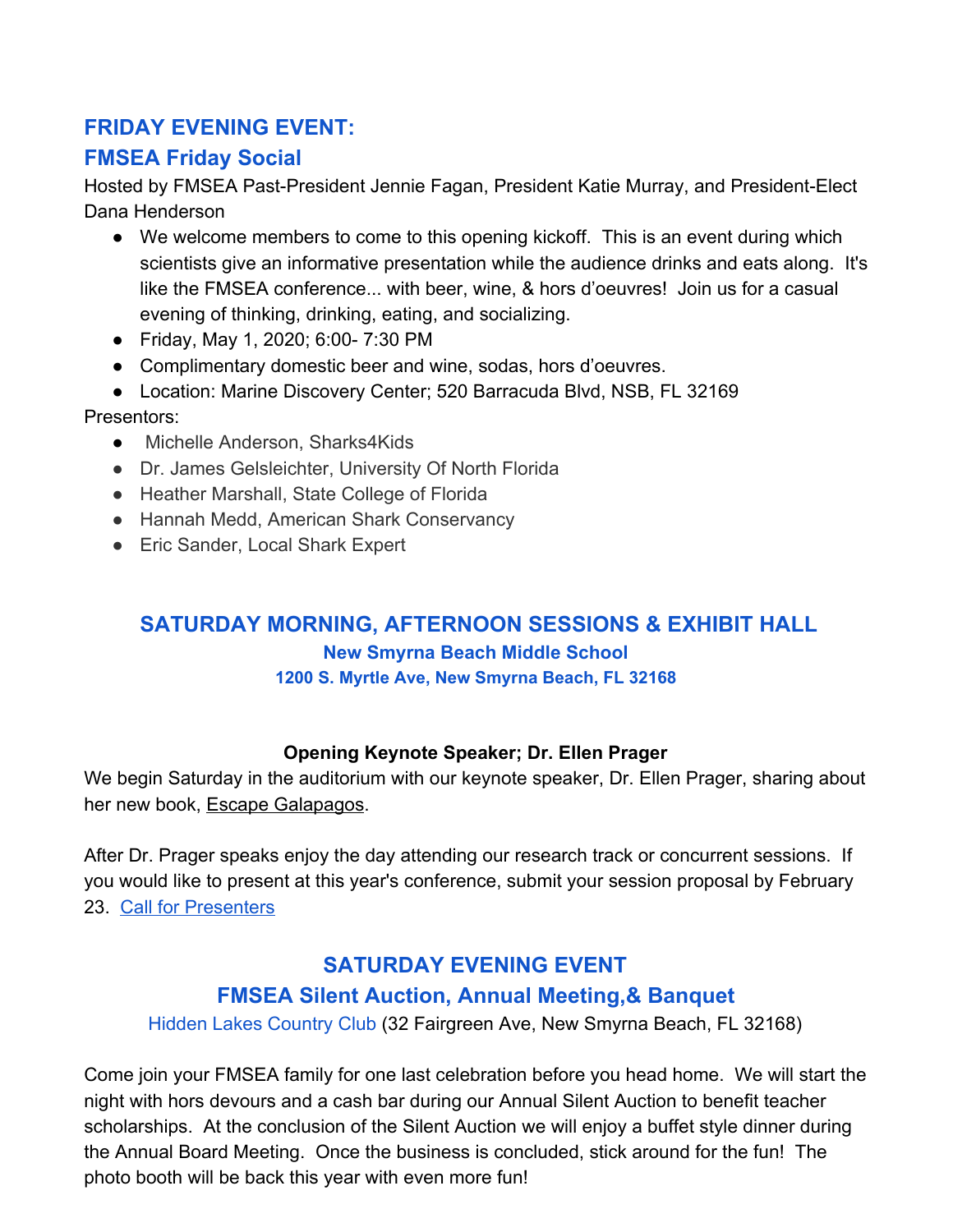## FRIDAY EVENING EVENT:

## FMSEA Friday Social

Hosted by FMSEA Past-President Jennie Fagan, President Katie Murray, and President-Elect Dana Henderson

- We welcome members to come to this opening kickoff. This is an event during which scientists give an informative presentation while the audience drinks and eats along. It's like the FMSEA conference... with beer, wine, & hors d'oeuvres! Join us for a casual evening of thinking, drinking, eating, and socializing.
- Friday, May 1, 2020; 6:00- 7:30 PM
- Complimentary domestic beer and wine, sodas, hors d'oeuvres.
- Location: Marine Discovery Center; 520 Barracuda Blvd, NSB, FL 32169

Presentors:

- Michelle Anderson, Sharks4Kids
- Dr. James Gelsleichter, University Of North Florida
- Heather Marshall, State College of Florida
- Hannah Medd, American Shark Conservancy
- Eric Sander, Local Shark Expert

## SATURDAY MORNING, AFTERNOON SESSIONS & EXHIBIT HALL

### New Smyrna Beach Middle School

#### 1200 S. Myrtle Ave, New Smyrna Beach, FL 32168

**Opening Keynote Speaker; Dr. Ellen Prager**

We begin Saturday in the auditorium with our keynote speaker, Dr. Ellen Prager, sharing about her new book, Escape Galapagos.

After Dr. Prager speaks enjoy the day attending our research track or concurrent sessions. If you would like to present at this year's conference, submit your session proposal by February 23. Call for Presenters

## SATURDAY EVENING EVENT

## FMSEA Silent Auction, Annual Meeting,& Banquet

Hidden Lakes Country Club (32 Fairgreen Ave, New Smyrna Beach, FL 32168)

Come join your FMSEA family for one last celebration before you head home. We will start the night with hors devours and a cash bar during our Annual Silent Auction to benefit teacher scholarships. At the conclusion of the Silent Auction we will enjoy a buffet style dinner during the Annual Board Meeting. Once the business is concluded, stick around for the fun! The photo booth will be back this year with even more fun!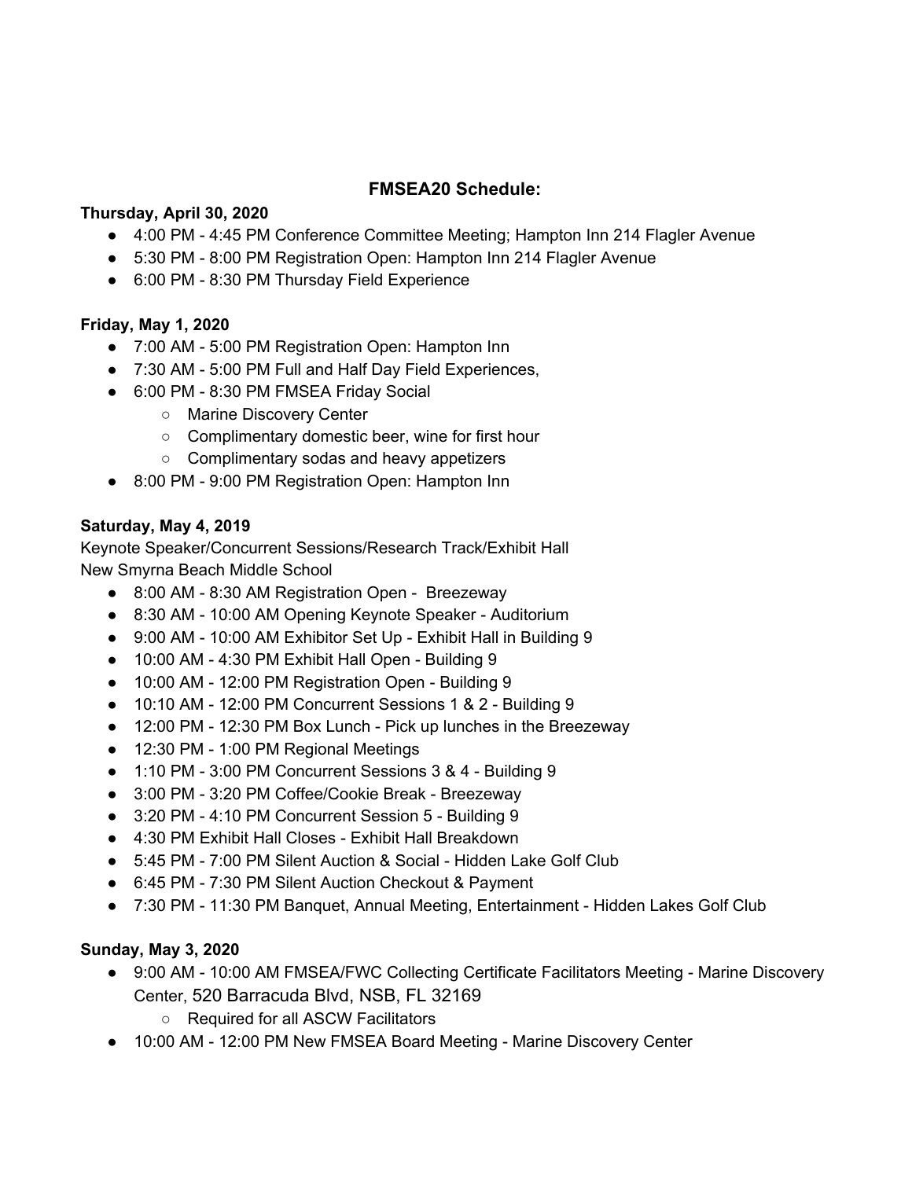## FMSEA20 Schedule:

**Thursday, April 30, 2020**

- 4:00 PM - 4:45 PM Conference Committee Meeting; Hampton Inn 214 Flagler Avenue
- 5:30 PM - 8:00 PM Registration Open: Hampton Inn 214 Flagler Avenue
- 6:00 PM - 8:30 PM Thursday Field Experience

**Friday, May 1, 2020**

- 7:00 AM - 5:00 PM Registration Open: Hampton Inn
- 7:30 AM - 5:00 PM Full and Half Day Field Experiences,
- 6:00 PM - 8:30 PM FMSEA Friday Social
  - Marine Discovery Center
  - Complimentary domestic beer, wine for first hour
  - Complimentary sodas and heavy appetizers
- 8:00 PM - 9:00 PM Registration Open: Hampton Inn

**Saturday, May 4, 2019**

Keynote Speaker/Concurrent Sessions/Research Track/Exhibit Hall
New Smyrna Beach Middle School

- 8:00 AM - 8:30 AM Registration Open - Breezeway
- 8:30 AM - 10:00 AM Opening Keynote Speaker - Auditorium
- 9:00 AM - 10:00 AM Exhibitor Set Up - Exhibit Hall in Building 9
- 10:00 AM - 4:30 PM Exhibit Hall Open - Building 9
- 10:00 AM - 12:00 PM Registration Open - Building 9
- 10:10 AM - 12:00 PM Concurrent Sessions 1 & 2 - Building 9
- 12:00 PM - 12:30 PM Box Lunch - Pick up lunches in the Breezeway
- 12:30 PM - 1:00 PM Regional Meetings
- 1:10 PM - 3:00 PM Concurrent Sessions 3 & 4 - Building 9
- 3:00 PM - 3:20 PM Coffee/Cookie Break - Breezeway
- 3:20 PM - 4:10 PM Concurrent Session 5 - Building 9
- 4:30 PM Exhibit Hall Closes - Exhibit Hall Breakdown
- 5:45 PM - 7:00 PM Silent Auction & Social - Hidden Lake Golf Club
- 6:45 PM - 7:30 PM Silent Auction Checkout & Payment
- 7:30 PM - 11:30 PM Banquet, Annual Meeting, Entertainment - Hidden Lakes Golf Club

**Sunday, May 3, 2020**

- 9:00 AM - 10:00 AM FMSEA/FWC Collecting Certificate Facilitators Meeting - Marine Discovery Center, 520 Barracuda Blvd, NSB, FL 32169
  - Required for all ASCW Facilitators
- 10:00 AM - 12:00 PM New FMSEA Board Meeting - Marine Discovery Center